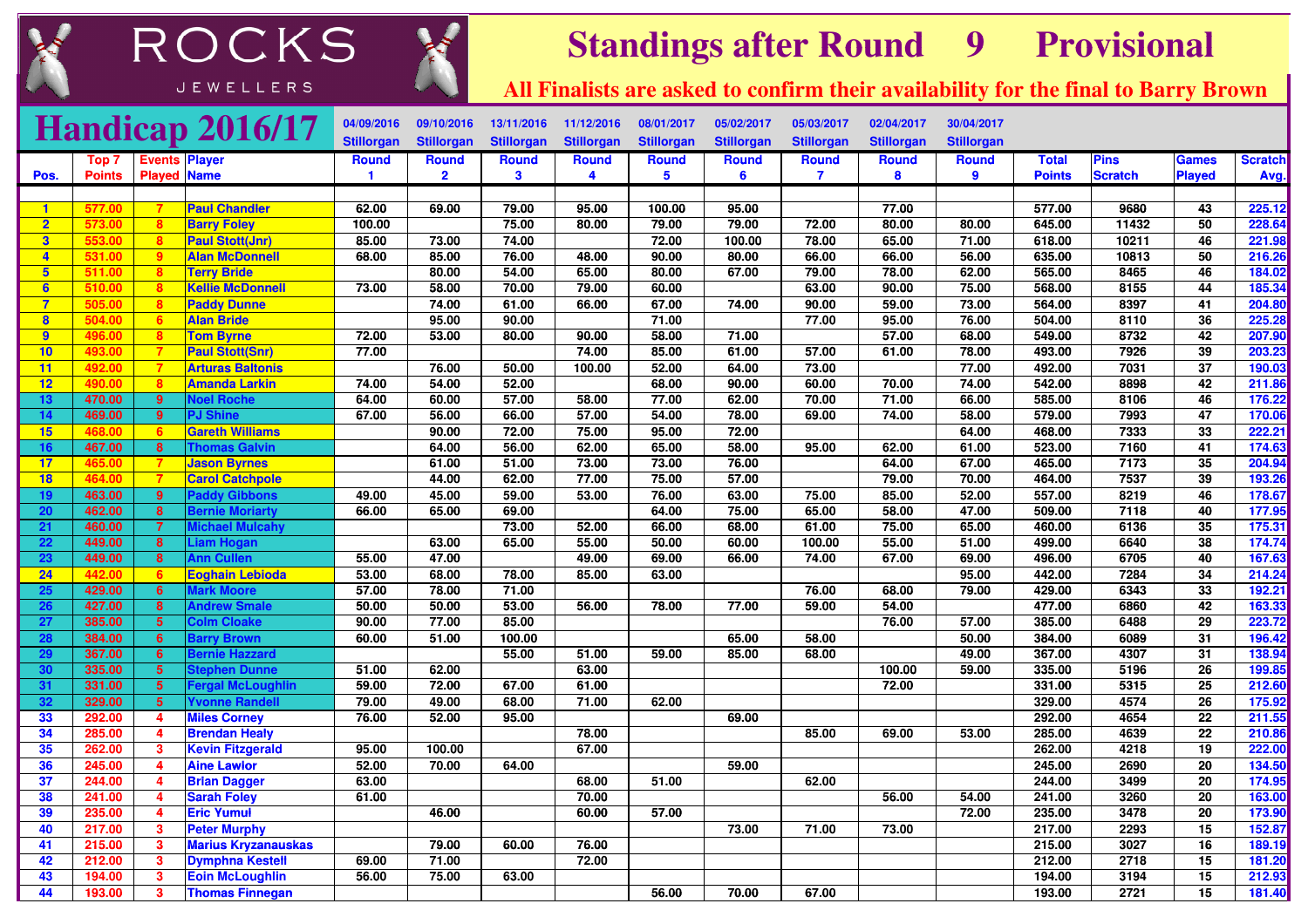# ROCKS JEWELLERS

# Standings after Round 9 Provisional

**All Finalists are asked to confirm their availability for the final to Barry Brown**

# Handicap 2016/17

| Pos. | Top 7 Points | Events Played | Player Name | Round 1 (04/09/2016 Stillorgan) | Round 2 (09/10/2016 Stillorgan) | Round 3 (13/11/2016 Stillorgan) | Round 4 (11/12/2016 Stillorgan) | Round 5 (08/01/2017 Stillorgan) | Round 6 (05/02/2017 Stillorgan) | Round 7 (05/03/2017 Stillorgan) | Round 8 (02/04/2017 Stillorgan) | Round 9 (30/04/2017 Stillorgan) | Total Points | Pins Scratch | Games Played | Scratch Avg. |
|---|---|---|---|---|---|---|---|---|---|---|---|---|---|---|---|---|
| 1 | 577.00 | 7 | Paul Chandler | 62.00 | 69.00 | 79.00 | 95.00 | 100.00 | 95.00 | | 77.00 | | 577.00 | 9680 | 43 | 225.12 |
| 2 | 573.00 | 8 | Barry Foley | 100.00 | | 75.00 | 80.00 | 79.00 | 79.00 | 72.00 | 80.00 | 80.00 | 645.00 | 11432 | 50 | 228.64 |
| 3 | 553.00 | 8 | Paul Stott(Jnr) | 85.00 | 73.00 | 74.00 | | 72.00 | 100.00 | 78.00 | 65.00 | 71.00 | 618.00 | 10211 | 46 | 221.98 |
| 4 | 531.00 | 9 | Alan McDonnell | 68.00 | 85.00 | 76.00 | 48.00 | 90.00 | 80.00 | 66.00 | 66.00 | 56.00 | 635.00 | 10813 | 50 | 216.26 |
| 5 | 511.00 | 8 | Terry Bride | | 80.00 | 54.00 | 65.00 | 80.00 | 67.00 | 79.00 | 78.00 | 62.00 | 565.00 | 8465 | 46 | 184.02 |
| 6 | 510.00 | 8 | Kellie McDonnell | 73.00 | 58.00 | 70.00 | 79.00 | 60.00 | | 63.00 | 90.00 | 75.00 | 568.00 | 8155 | 44 | 185.34 |
| 7 | 505.00 | 8 | Paddy Dunne | | 74.00 | 61.00 | 66.00 | 67.00 | 74.00 | 90.00 | 59.00 | 73.00 | 564.00 | 8397 | 41 | 204.80 |
| 8 | 504.00 | 6 | Alan Bride | | 95.00 | 90.00 | | 71.00 | | 77.00 | 95.00 | 76.00 | 504.00 | 8110 | 36 | 225.28 |
| 9 | 496.00 | 8 | Tom Byrne | 72.00 | 53.00 | 80.00 | 90.00 | 58.00 | 71.00 | | 57.00 | 68.00 | 549.00 | 8732 | 42 | 207.90 |
| 10 | 493.00 | 7 | Paul Stott(Snr) | 77.00 | | | 74.00 | 85.00 | 61.00 | 57.00 | 61.00 | 78.00 | 493.00 | 7926 | 39 | 203.23 |
| 11 | 492.00 | 7 | Arturas Baltonis | | 76.00 | 50.00 | 100.00 | 52.00 | 64.00 | 73.00 | | 77.00 | 492.00 | 7031 | 37 | 190.03 |
| 12 | 490.00 | 8 | Amanda Larkin | 74.00 | 54.00 | 52.00 | | 68.00 | 90.00 | 60.00 | 70.00 | 74.00 | 542.00 | 8898 | 42 | 211.86 |
| 13 | 470.00 | 9 | Noel Roche | 64.00 | 60.00 | 57.00 | 58.00 | 77.00 | 62.00 | 70.00 | 71.00 | 66.00 | 585.00 | 8106 | 46 | 176.22 |
| 14 | 469.00 | 9 | PJ Shine | 67.00 | 56.00 | 66.00 | 57.00 | 54.00 | 78.00 | 69.00 | 74.00 | 58.00 | 579.00 | 7993 | 47 | 170.06 |
| 15 | 468.00 | 6 | Gareth Williams | | 90.00 | 72.00 | 75.00 | 95.00 | 72.00 | | | 64.00 | 468.00 | 7333 | 33 | 222.21 |
| 16 | 467.00 | 8 | Thomas Galvin | | 64.00 | 56.00 | 62.00 | 65.00 | 58.00 | 95.00 | 62.00 | 61.00 | 523.00 | 7160 | 41 | 174.63 |
| 17 | 465.00 | 7 | Jason Byrnes | | 61.00 | 51.00 | 73.00 | 73.00 | 76.00 | | 64.00 | 67.00 | 465.00 | 7173 | 35 | 204.94 |
| 18 | 464.00 | 7 | Carol Catchpole | | 44.00 | 62.00 | 77.00 | 75.00 | 57.00 | | 79.00 | 70.00 | 464.00 | 7537 | 39 | 193.26 |
| 19 | 463.00 | 9 | Paddy Gibbons | 49.00 | 45.00 | 59.00 | 53.00 | 76.00 | 63.00 | 75.00 | 85.00 | 52.00 | 557.00 | 8219 | 46 | 178.67 |
| 20 | 462.00 | 8 | Bernie Moriarty | 66.00 | 65.00 | 69.00 | | 64.00 | 75.00 | 65.00 | 58.00 | 47.00 | 509.00 | 7118 | 40 | 177.95 |
| 21 | 460.00 | 7 | Michael Mulcahy | | | 73.00 | 52.00 | 66.00 | 68.00 | 61.00 | 75.00 | 65.00 | 460.00 | 6136 | 35 | 175.31 |
| 22 | 449.00 | 8 | Liam Hogan | | 63.00 | 65.00 | 55.00 | 50.00 | 60.00 | 100.00 | 55.00 | 51.00 | 499.00 | 6640 | 38 | 174.74 |
| 23 | 449.00 | 8 | Ann Cullen | 55.00 | 47.00 | | 49.00 | 69.00 | 66.00 | 74.00 | 67.00 | 69.00 | 496.00 | 6705 | 40 | 167.63 |
| 24 | 442.00 | 6 | Eoghain Lebioda | 53.00 | 68.00 | 78.00 | 85.00 | 63.00 | | | | 95.00 | 442.00 | 7284 | 34 | 214.24 |
| 25 | 429.00 | 6 | Mark Moore | 57.00 | 78.00 | 71.00 | | | | 76.00 | 68.00 | 79.00 | 429.00 | 6343 | 33 | 192.21 |
| 26 | 427.00 | 8 | Andrew Smale | 50.00 | 50.00 | 53.00 | 56.00 | 78.00 | 77.00 | 59.00 | 54.00 | | 477.00 | 6860 | 42 | 163.33 |
| 27 | 385.00 | 5 | Colm Cloake | 90.00 | 77.00 | 85.00 | | | | | 76.00 | 57.00 | 385.00 | 6488 | 29 | 223.72 |
| 28 | 384.00 | 6 | Barry Brown | 60.00 | 51.00 | 100.00 | | | 65.00 | 58.00 | | 50.00 | 384.00 | 6089 | 31 | 196.42 |
| 29 | 367.00 | 6 | Bernie Hazzard | | | 55.00 | 51.00 | 59.00 | 85.00 | 68.00 | | 49.00 | 367.00 | 4307 | 31 | 138.94 |
| 30 | 335.00 | 5 | Stephen Dunne | 51.00 | 62.00 | | 63.00 | | | | 100.00 | 59.00 | 335.00 | 5196 | 26 | 199.85 |
| 31 | 331.00 | 5 | Fergal McLoughlin | 59.00 | 72.00 | 67.00 | 61.00 | | | | 72.00 | | 331.00 | 5315 | 25 | 212.60 |
| 32 | 329.00 | 5 | Yvonne Randell | 79.00 | 49.00 | 68.00 | 71.00 | 62.00 | | | | | 329.00 | 4574 | 26 | 175.92 |
| 33 | 292.00 | 4 | Miles Corney | 76.00 | 52.00 | 95.00 | | | 69.00 | | | | 292.00 | 4654 | 22 | 211.55 |
| 34 | 285.00 | 4 | Brendan Healy | | | | 78.00 | | | 85.00 | 69.00 | 53.00 | 285.00 | 4639 | 22 | 210.86 |
| 35 | 262.00 | 3 | Kevin Fitzgerald | 95.00 | 100.00 | | 67.00 | | | | | | 262.00 | 4218 | 19 | 222.00 |
| 36 | 245.00 | 4 | Aine Lawlor | 52.00 | 70.00 | 64.00 | | | 59.00 | | | | 245.00 | 2690 | 20 | 134.50 |
| 37 | 244.00 | 4 | Brian Dagger | 63.00 | | | 68.00 | 51.00 | | 62.00 | | | 244.00 | 3499 | 20 | 174.95 |
| 38 | 241.00 | 4 | Sarah Foley | 61.00 | | | 70.00 | | | | 56.00 | 54.00 | 241.00 | 3260 | 20 | 163.00 |
| 39 | 235.00 | 4 | Eric Yumul | | 46.00 | | 60.00 | 57.00 | | | | 72.00 | 235.00 | 3478 | 20 | 173.90 |
| 40 | 217.00 | 3 | Peter Murphy | | | | | | 73.00 | 71.00 | 73.00 | | 217.00 | 2293 | 15 | 152.87 |
| 41 | 215.00 | 3 | Marius Kryzanauskas | | 79.00 | 60.00 | 76.00 | | | | | | 215.00 | 3027 | 16 | 189.19 |
| 42 | 212.00 | 3 | Dymphna Kestell | 69.00 | 71.00 | | 72.00 | | | | | | 212.00 | 2718 | 15 | 181.20 |
| 43 | 194.00 | 3 | Eoin McLoughlin | 56.00 | 75.00 | 63.00 | | | | | | | 194.00 | 3194 | 15 | 212.93 |
| 44 | 193.00 | 3 | Thomas Finnegan | | | | | 56.00 | 70.00 | 67.00 | | | 193.00 | 2721 | 15 | 181.40 |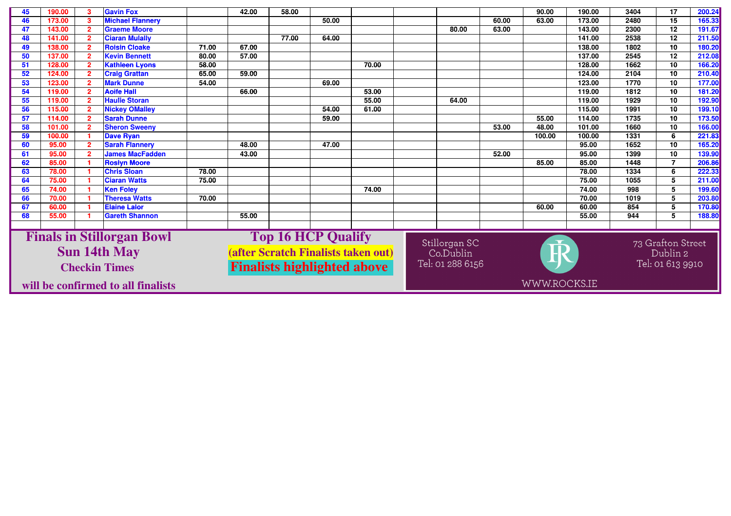| | | | | | | | | | | | | | | | | |
|---|---|---|---|---|---|---|---|---|---|---|---|---|---|---|---|---|
| 45 | 190.00 | 3 | Gavin Fox | | 42.00 | 58.00 | | | | | | 90.00 | 190.00 | 3404 | 17 | 200.24 |
| 46 | 173.00 | 3 | Michael Flannery | | | | 50.00 | | | | 60.00 | 63.00 | 173.00 | 2480 | 15 | 165.33 |
| 47 | 143.00 | 2 | Graeme Moore | | | | | | | 80.00 | 63.00 | | 143.00 | 2300 | 12 | 191.67 |
| 48 | 141.00 | 2 | Ciaran Mulally | | | 77.00 | 64.00 | | | | | | 141.00 | 2538 | 12 | 211.50 |
| 49 | 138.00 | 2 | Roisin Cloake | 71.00 | 67.00 | | | | | | | | 138.00 | 1802 | 10 | 180.20 |
| 50 | 137.00 | 2 | Kevin Bennett | 80.00 | 57.00 | | | | | | | | 137.00 | 2545 | 12 | 212.08 |
| 51 | 128.00 | 2 | Kathleen Lyons | 58.00 | | | | 70.00 | | | | | 128.00 | 1662 | 10 | 166.20 |
| 52 | 124.00 | 2 | Craig Grattan | 65.00 | 59.00 | | | | | | | | 124.00 | 2104 | 10 | 210.40 |
| 53 | 123.00 | 2 | Mark Dunne | 54.00 | | | 69.00 | | | | | | 123.00 | 1770 | 10 | 177.00 |
| 54 | 119.00 | 2 | Aoife Hall | | 66.00 | | | 53.00 | | | | | 119.00 | 1812 | 10 | 181.20 |
| 55 | 119.00 | 2 | Haulie Storan | | | | | 55.00 | | 64.00 | | | 119.00 | 1929 | 10 | 192.90 |
| 56 | 115.00 | 2 | Nickey OMalley | | | | 54.00 | 61.00 | | | | | 115.00 | 1991 | 10 | 199.10 |
| 57 | 114.00 | 2 | Sarah Dunne | | | | 59.00 | | | | | 55.00 | 114.00 | 1735 | 10 | 173.50 |
| 58 | 101.00 | 2 | Sheron Sweeny | | | | | | | | 53.00 | 48.00 | 101.00 | 1660 | 10 | 166.00 |
| 59 | 100.00 | 1 | Dave Ryan | | | | | | | | | 100.00 | 100.00 | 1331 | 6 | 221.83 |
| 60 | 95.00 | 2 | Sarah Flannery | | 48.00 | | 47.00 | | | | | | 95.00 | 1652 | 10 | 165.20 |
| 61 | 95.00 | 2 | James MacFadden | | 43.00 | | | | | | 52.00 | | 95.00 | 1399 | 10 | 139.90 |
| 62 | 85.00 | 1 | Roslyn Moore | | | | | | | | | 85.00 | 85.00 | 1448 | 7 | 206.86 |
| 63 | 78.00 | 1 | Chris Sloan | 78.00 | | | | | | | | | 78.00 | 1334 | 6 | 222.33 |
| 64 | 75.00 | 1 | Ciaran Watts | 75.00 | | | | | | | | | 75.00 | 1055 | 5 | 211.00 |
| 65 | 74.00 | 1 | Ken Foley | | | | | 74.00 | | | | | 74.00 | 998 | 5 | 199.60 |
| 66 | 70.00 | 1 | Theresa Watts | 70.00 | | | | | | | | | 70.00 | 1019 | 5 | 203.80 |
| 67 | 60.00 | 1 | Elaine Lalor | | | | | | | | | 60.00 | 60.00 | 854 | 5 | 170.80 |
| 68 | 55.00 | 1 | Gareth Shannon | | 55.00 | | | | | | | | 55.00 | 944 | 5 | 188.80 |

**Finals in Stillorgan Bowl**
**Sun 14th May**
**Checkin Times**
**will be confirmed to all finalists**

**Top 16 HCP Qualify**
**(after Scratch Finalists taken out)**
**Finalists highlighted above**

Stillorgan SC
Co.Dublin
Tel: 01 288 6156

73 Grafton Street
Dublin 2
Tel: 01 613 9910

WWW.ROCKS.IE